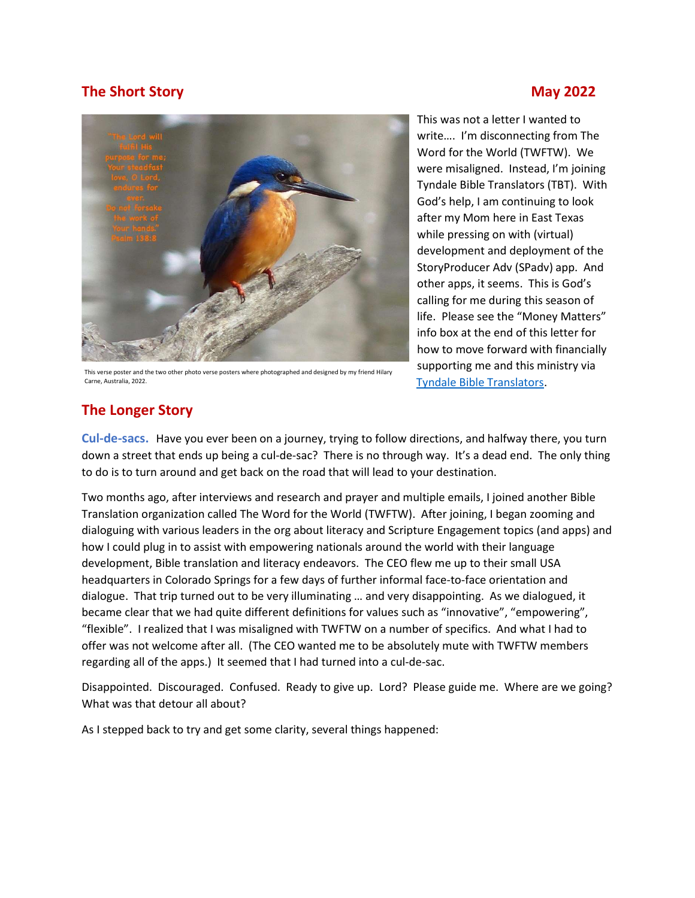## The Short Story                                                                                    May 2022

This verse poster and the two other photo verse posters where photographed and designed by my friend Hilary Carne, Australia, 2022.

This was not a letter I wanted to write…. I'm disconnecting from The Word for the World (TWFTW). We were misaligned. Instead, I'm joining Tyndale Bible Translators (TBT). With God's help, I am continuing to look after my Mom here in East Texas while pressing on with (virtual) development and deployment of the StoryProducer Adv (SPadv) app. And other apps, it seems. This is God's calling for me during this season of life. Please see the "Money Matters" info box at the end of this letter for how to move forward with financially supporting me and this ministry via Tyndale Bible Translators.

## The Longer Story

**Cul-de-sacs.** Have you ever been on a journey, trying to follow directions, and halfway there, you turn down a street that ends up being a cul-de-sac? There is no through way. It's a dead end. The only thing to do is to turn around and get back on the road that will lead to your destination.

Two months ago, after interviews and research and prayer and multiple emails, I joined another Bible Translation organization called The Word for the World (TWFTW). After joining, I began zooming and dialoguing with various leaders in the org about literacy and Scripture Engagement topics (and apps) and how I could plug in to assist with empowering nationals around the world with their language development, Bible translation and literacy endeavors. The CEO flew me up to their small USA headquarters in Colorado Springs for a few days of further informal face-to-face orientation and dialogue. That trip turned out to be very illuminating … and very disappointing. As we dialogued, it became clear that we had quite different definitions for values such as "innovative", "empowering", "flexible". I realized that I was misaligned with TWFTW on a number of specifics. And what I had to offer was not welcome after all. (The CEO wanted me to be absolutely mute with TWFTW members regarding all of the apps.) It seemed that I had turned into a cul-de-sac.

Disappointed. Discouraged. Confused. Ready to give up. Lord? Please guide me. Where are we going? What was that detour all about?

As I stepped back to try and get some clarity, several things happened: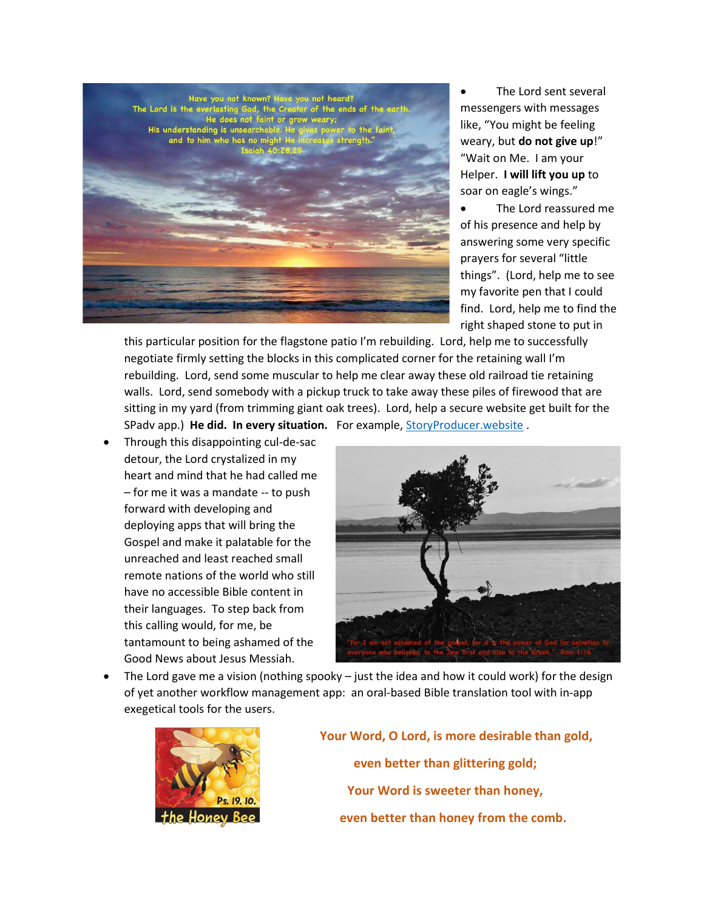- The Lord sent several messengers with messages like, "You might be feeling weary, but **do not give up**!" "Wait on Me. I am your Helper. **I will lift you up** to soar on eagle's wings."
- The Lord reassured me of his presence and help by answering some very specific prayers for several "little things". (Lord, help me to see my favorite pen that I could find. Lord, help me to find the right shaped stone to put in this particular position for the flagstone patio I'm rebuilding. Lord, help me to successfully negotiate firmly setting the blocks in this complicated corner for the retaining wall I'm rebuilding. Lord, send some muscular to help me clear away these old railroad tie retaining walls. Lord, send somebody with a pickup truck to take away these piles of firewood that are sitting in my yard (from trimming giant oak trees). Lord, help a secure website get built for the SPadv app.) **He did. In every situation.** For example, [StoryProducer.website](StoryProducer.website) .
- Through this disappointing cul-de-sac detour, the Lord crystalized in my heart and mind that he had called me – for me it was a mandate -- to push forward with developing and deploying apps that will bring the Gospel and make it palatable for the unreached and least reached small remote nations of the world who still have no accessible Bible content in their languages. To step back from this calling would, for me, be tantamount to being ashamed of the Good News about Jesus Messiah.
- The Lord gave me a vision (nothing spooky – just the idea and how it could work) for the design of yet another workflow management app: an oral-based Bible translation tool with in-app exegetical tools for the users.

**Your Word, O Lord, is more desirable than gold,**

**even better than glittering gold;**

**Your Word is sweeter than honey,**

**even better than honey from the comb.**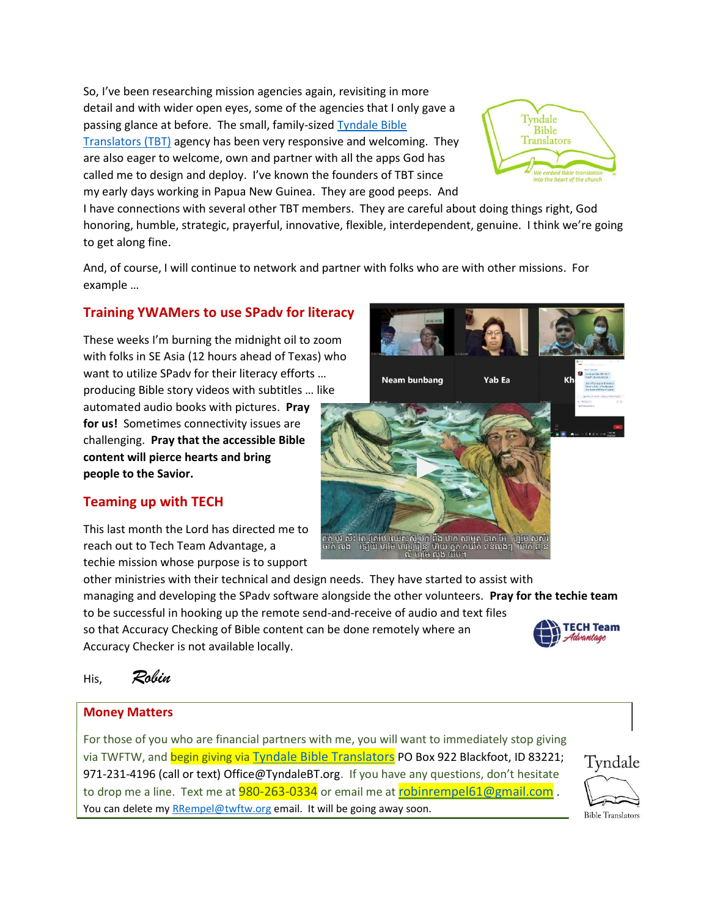So, I've been researching mission agencies again, revisiting in more detail and with wider open eyes, some of the agencies that I only gave a passing glance at before. The small, family-sized Tyndale Bible Translators (TBT) agency has been very responsive and welcoming. They are also eager to welcome, own and partner with all the apps God has called me to design and deploy. I've known the founders of TBT since my early days working in Papua New Guinea. They are good peeps. And I have connections with several other TBT members. They are careful about doing things right, God honoring, humble, strategic, prayerful, innovative, flexible, interdependent, genuine. I think we're going to get along fine.

And, of course, I will continue to network and partner with folks who are with other missions. For example …

## Training YWAMers to use SPadv for literacy

These weeks I'm burning the midnight oil to zoom with folks in SE Asia (12 hours ahead of Texas) who want to utilize SPadv for their literacy efforts … producing Bible story videos with subtitles … like automated audio books with pictures. **Pray for us!** Sometimes connectivity issues are challenging. **Pray that the accessible Bible content will pierce hearts and bring people to the Savior.**

## Teaming up with TECH

This last month the Lord has directed me to reach out to Tech Team Advantage, a techie mission whose purpose is to support other ministries with their technical and design needs. They have started to assist with managing and developing the SPadv software alongside the other volunteers. **Pray for the techie team to be successful in hooking up the remote send-and-receive of audio and text files so that Accuracy Checking of Bible content can be done remotely where an Accuracy Checker is not available locally.**

His, *Robin*

## Money Matters

For those of you who are financial partners with me, you will want to immediately stop giving via TWFTW, and begin giving via Tyndale Bible Translators PO Box 922 Blackfoot, ID 83221; 971-231-4196 (call or text) Office@TyndaleBT.org. If you have any questions, don't hesitate to drop me a line. Text me at 980-263-0334 or email me at robinrempel61@gmail.com.

You can delete my RRempel@twftw.org email. It will be going away soon.